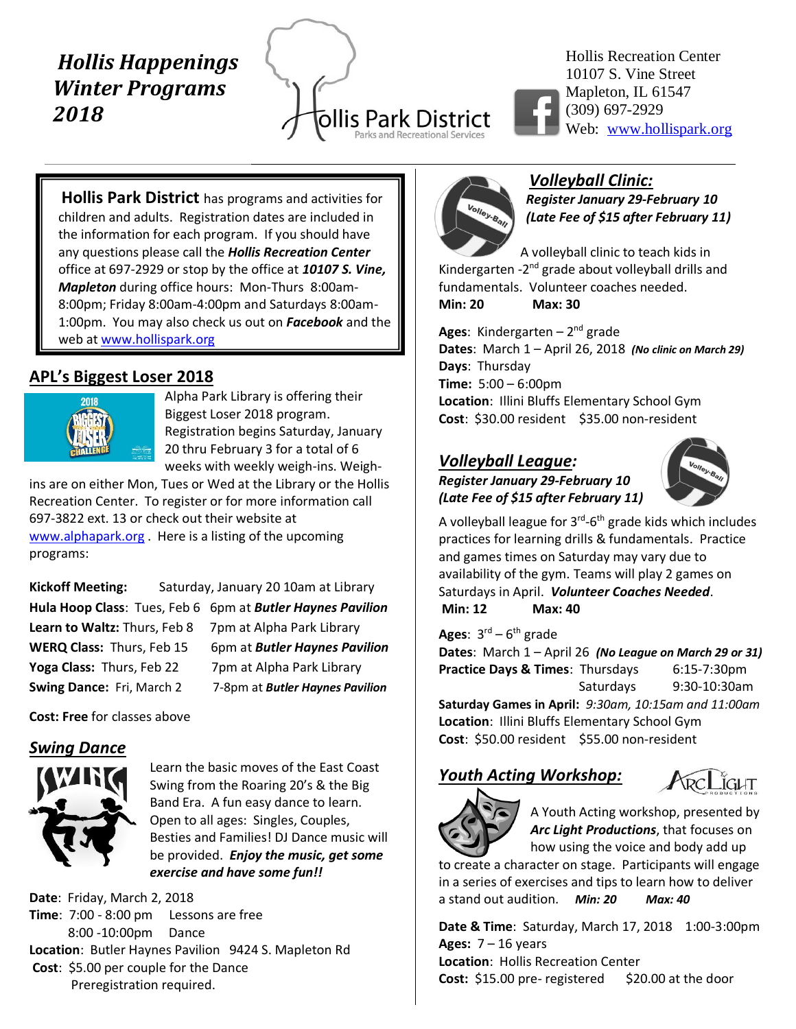# *Hollis Happenings Winter Programs 2018*

Hollis Park District
Parks and Recreational Services

Hollis Recreation Center
10107 S. Vine Street
Mapleton, IL 61547
(309) 697-2929
Web: www.hollispark.org

**Hollis Park District** has programs and activities for children and adults. Registration dates are included in the information for each program. If you should have any questions please call the ***Hollis Recreation Center*** office at 697-2929 or stop by the office at ***10107 S. Vine, Mapleton*** during office hours: Mon-Thurs 8:00am-8:00pm; Friday 8:00am-4:00pm and Saturdays 8:00am-1:00pm. You may also check us out on ***Facebook*** and the web at www.hollispark.org

## APL's Biggest Loser 2018

Alpha Park Library is offering their Biggest Loser 2018 program. Registration begins Saturday, January 20 thru February 3 for a total of 6 weeks with weekly weigh-ins. Weigh-ins are on either Mon, Tues or Wed at the Library or the Hollis Recreation Center. To register or for more information call 697-3822 ext. 13 or check out their website at www.alphapark.org . Here is a listing of the upcoming programs:

| | | |
|---|---|---|
| **Kickoff Meeting:** | Saturday, January 20 10am at Library | |
| **Hula Hoop Class**: Tues, Feb 6 | 6pm at ***Butler Haynes Pavilion*** | |
| **Learn to Waltz:** Thurs, Feb 8 | 7pm at Alpha Park Library | |
| **WERQ Class:** Thurs, Feb 15 | 6pm at ***Butler Haynes Pavilion*** | |
| **Yoga Class:** Thurs, Feb 22 | 7pm at Alpha Park Library | |
| **Swing Dance:** Fri, March 2 | 7-8pm at ***Butler Haynes Pavilion*** | |

**Cost: Free** for classes above

## *Swing Dance*

Learn the basic moves of the East Coast Swing from the Roaring 20's & the Big Band Era. A fun easy dance to learn. Open to all ages: Singles, Couples, Besties and Families! DJ Dance music will be provided. ***Enjoy the music, get some exercise and have some fun!!***

**Date**: Friday, March 2, 2018
**Time**: 7:00 - 8:00 pm Lessons are free
8:00 -10:00pm Dance
**Location**: Butler Haynes Pavilion 9424 S. Mapleton Rd
**Cost**: $5.00 per couple for the Dance
Preregistration required.

## *Volleyball Clinic:*

***Register January 29-February 10***
***(Late Fee of $15 after February 11)***

A volleyball clinic to teach kids in Kindergarten -2nd grade about volleyball drills and fundamentals. Volunteer coaches needed.
**Min: 20** **Max: 30**

**Ages**: Kindergarten – 2nd grade
**Dates**: March 1 – April 26, 2018 ***(No clinic on March 29)***
**Days**: Thursday
**Time:** 5:00 – 6:00pm
**Location**: Illini Bluffs Elementary School Gym
**Cost**: $30.00 resident $35.00 non-resident

## *Volleyball League:*

***Register January 29-February 10***
***(Late Fee of $15 after February 11)***

A volleyball league for 3rd-6th grade kids which includes practices for learning drills & fundamentals. Practice and games times on Saturday may vary due to availability of the gym. Teams will play 2 games on Saturdays in April. ***Volunteer Coaches Needed***.
**Min: 12** **Max: 40**

**Ages**: 3rd – 6th grade
**Dates**: March 1 – April 26 ***(No League on March 29 or 31)***
**Practice Days & Times**: Thursdays 6:15-7:30pm
Saturdays 9:30-10:30am
**Saturday Games in April:** *9:30am, 10:15am and 11:00am*
**Location**: Illini Bluffs Elementary School Gym
**Cost**: $50.00 resident $55.00 non-resident

## *Youth Acting Workshop:*

A Youth Acting workshop, presented by ***Arc Light Productions***, that focuses on how using the voice and body add up to create a character on stage. Participants will engage in a series of exercises and tips to learn how to deliver a stand out audition. ***Min: 20*** ***Max: 40***

**Date & Time**: Saturday, March 17, 2018 1:00-3:00pm
**Ages:** 7 – 16 years
**Location**: Hollis Recreation Center
**Cost:** $15.00 pre- registered $20.00 at the door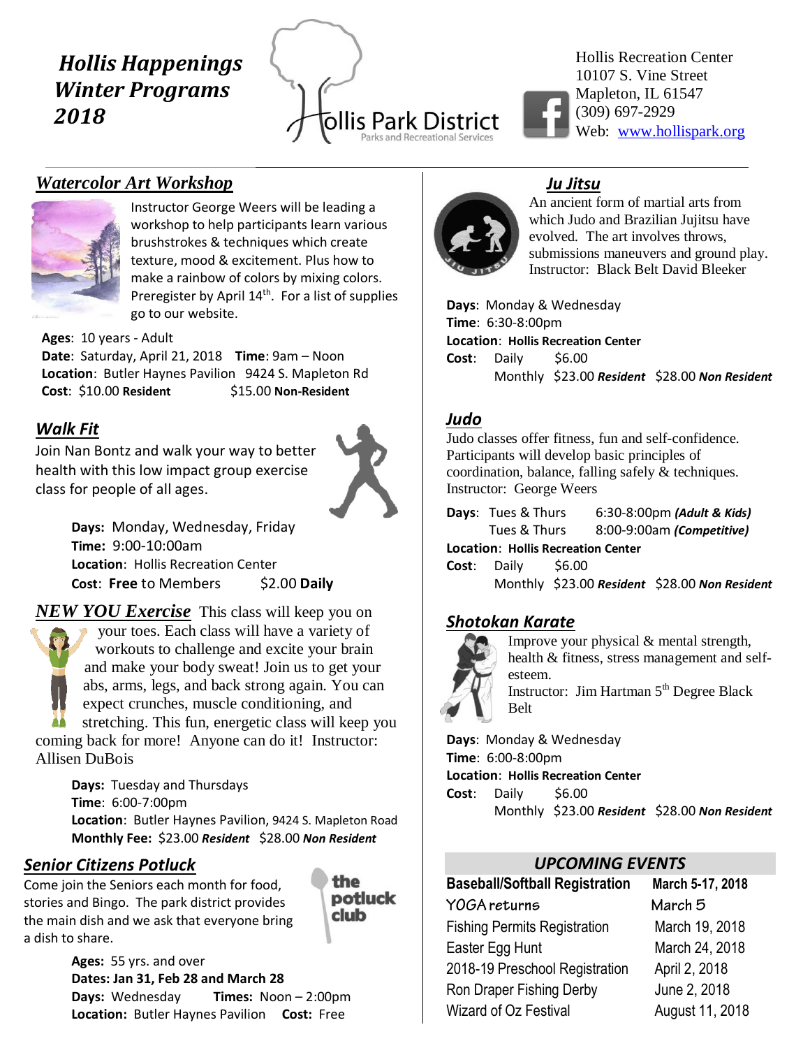# *Hollis Happenings Winter Programs 2018*

Hollis Park District
Parks and Recreational Services

Hollis Recreation Center
10107 S. Vine Street
Mapleton, IL 61547
(309) 697-2929
Web: www.hollispark.org

## *Watercolor Art Workshop*

Instructor George Weers will be leading a workshop to help participants learn various brushstrokes & techniques which create texture, mood & excitement. Plus how to make a rainbow of colors by mixing colors. Preregister by April 14th. For a list of supplies go to our website.

**Ages**: 10 years - Adult
**Date**: Saturday, April 21, 2018 **Time**: 9am – Noon
**Location**: Butler Haynes Pavilion 9424 S. Mapleton Rd
**Cost**: $10.00 **Resident** $15.00 **Non-Resident**

## *Walk Fit*

Join Nan Bontz and walk your way to better health with this low impact group exercise class for people of all ages.

**Days:** Monday, Wednesday, Friday
**Time:** 9:00-10:00am
**Location**: Hollis Recreation Center
**Cost**: **Free** to Members $2.00 **Daily**

## *NEW YOU Exercise*

This class will keep you on your toes. Each class will have a variety of workouts to challenge and excite your brain and make your body sweat! Join us to get your abs, arms, legs, and back strong again. You can expect crunches, muscle conditioning, and stretching. This fun, energetic class will keep you coming back for more! Anyone can do it! Instructor: Allisen DuBois

**Days:** Tuesday and Thursdays
**Time**: 6:00-7:00pm
**Location**: Butler Haynes Pavilion, 9424 S. Mapleton Road
**Monthly Fee:** $23.00 ***Resident*** $28.00 ***Non Resident***

## *Senior Citizens Potluck*

Come join the Seniors each month for food, stories and Bingo. The park district provides the main dish and we ask that everyone bring a dish to share.

**Ages:** 55 yrs. and over
**Dates: Jan 31, Feb 28 and March 28**
**Days:** Wednesday **Times:** Noon – 2:00pm
**Location:** Butler Haynes Pavilion **Cost:** Free

## *Ju Jitsu*

An ancient form of martial arts from which Judo and Brazilian Jujitsu have evolved. The art involves throws, submissions maneuvers and ground play. Instructor: Black Belt David Bleeker

**Days**: Monday & Wednesday
**Time**: 6:30-8:00pm
**Location**: **Hollis Recreation Center**
**Cost**: Daily $6.00
Monthly $23.00 ***Resident*** $28.00 ***Non Resident***

## *Judo*

Judo classes offer fitness, fun and self-confidence. Participants will develop basic principles of coordination, balance, falling safely & techniques. Instructor: George Weers

**Days**: Tues & Thurs 6:30-8:00pm ***(Adult & Kids)***
Tues & Thurs 8:00-9:00am ***(Competitive)***
**Location**: **Hollis Recreation Center**
**Cost**: Daily $6.00
Monthly $23.00 ***Resident*** $28.00 ***Non Resident***

## *Shotokan Karate*

Improve your physical & mental strength, health & fitness, stress management and self-esteem.
Instructor: Jim Hartman 5th Degree Black Belt

**Days**: Monday & Wednesday
**Time**: 6:00-8:00pm
**Location**: **Hollis Recreation Center**
**Cost**: Daily $6.00
Monthly $23.00 ***Resident*** $28.00 ***Non Resident***

## *UPCOMING EVENTS*

| | |
|---|---|
| **Baseball/Softball Registration** | **March 5-17, 2018** |
| YOGA returns | March 5 |
| Fishing Permits Registration | March 19, 2018 |
| Easter Egg Hunt | March 24, 2018 |
| 2018-19 Preschool Registration | April 2, 2018 |
| Ron Draper Fishing Derby | June 2, 2018 |
| Wizard of Oz Festival | August 11, 2018 |